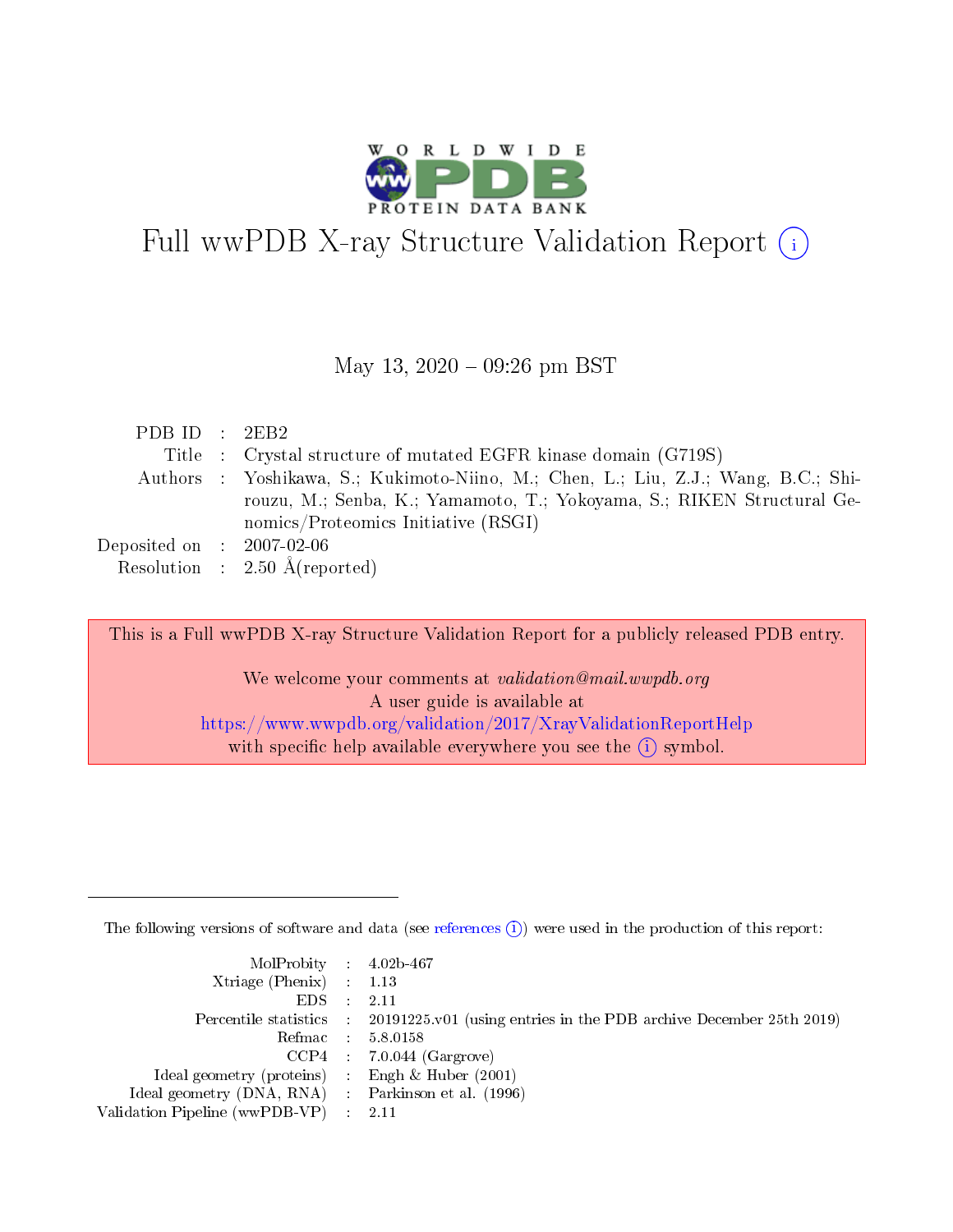# Full wwPDB X-ray Structure Validation Report (i)

May 13, 2020 – 09:26 pm BST

| | | |
|---|---|---|
| PDB ID | : | 2EB2 |
| Title | : | Crystal structure of mutated EGFR kinase domain (G719S) |
| Authors | : | Yoshikawa, S.; Kukimoto-Niino, M.; Chen, L.; Liu, Z.J.; Wang, B.C.; Shirouzu, M.; Senba, K.; Yamamoto, T.; Yokoyama, S.; RIKEN Structural Genomics/Proteomics Initiative (RSGI) |
| Deposited on | : | 2007-02-06 |
| Resolution | : | 2.50 Å(reported) |

This is a Full wwPDB X-ray Structure Validation Report for a publicly released PDB entry.

We welcome your comments at *validation@mail.wwpdb.org*
A user guide is available at
https://www.wwpdb.org/validation/2017/XrayValidationReportHelp
with specific help available everywhere you see the (i) symbol.

The following versions of software and data (see references (i)) were used in the production of this report:

| | | |
|---|---|---|
| MolProbity | : | 4.02b-467 |
| Xtriage (Phenix) | : | 1.13 |
| EDS | : | 2.11 |
| Percentile statistics | : | 20191225.v01 (using entries in the PDB archive December 25th 2019) |
| Refmac | : | 5.8.0158 |
| CCP4 | : | 7.0.044 (Gargrove) |
| Ideal geometry (proteins) | : | Engh & Huber (2001) |
| Ideal geometry (DNA, RNA) | : | Parkinson et al. (1996) |
| Validation Pipeline (wwPDB-VP) | : | 2.11 |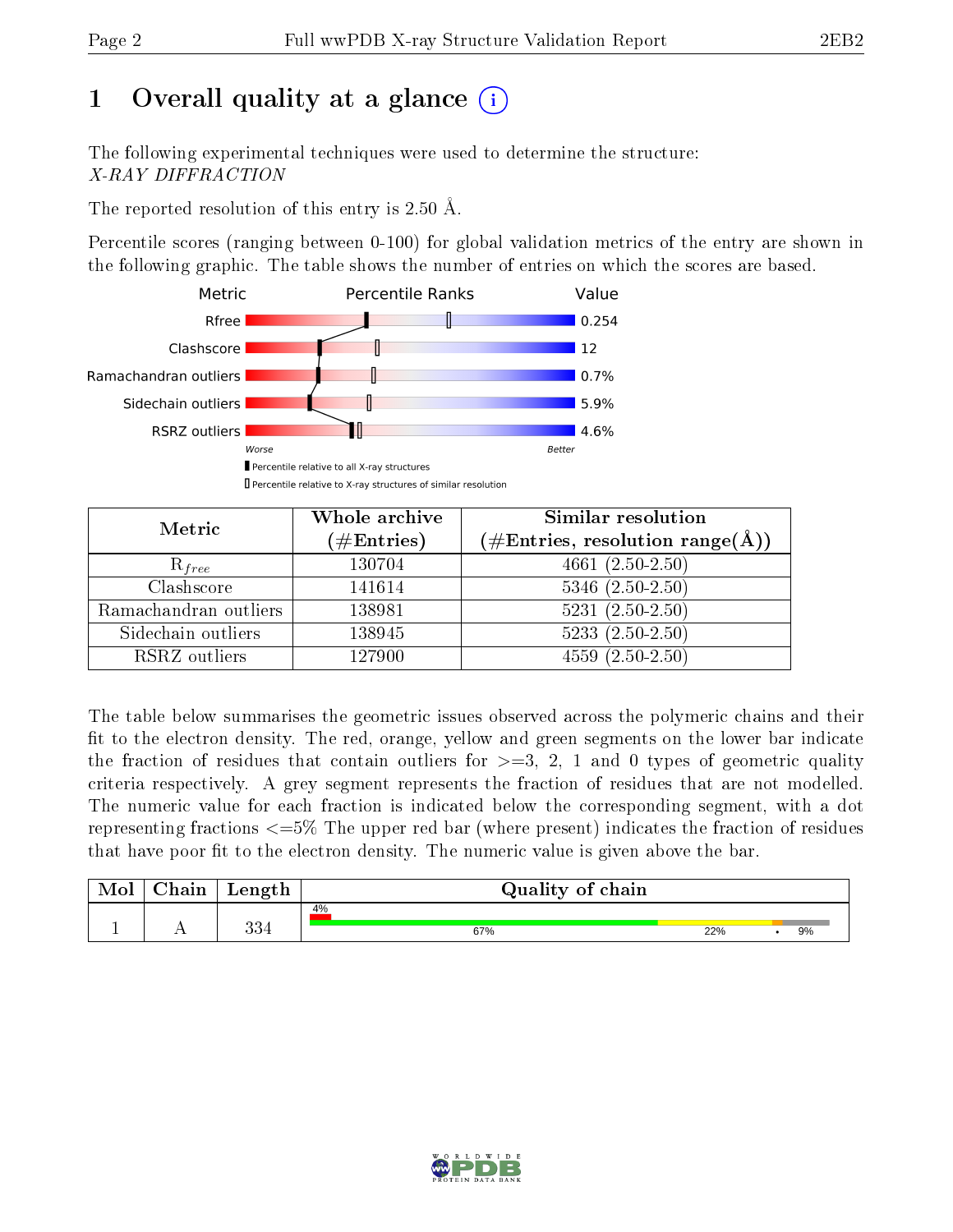# 1 Overall quality at a glance (i)

The following experimental techniques were used to determine the structure:
*X-RAY DIFFRACTION*

The reported resolution of this entry is 2.50 Å.

Percentile scores (ranging between 0-100) for global validation metrics of the entry are shown in the following graphic. The table shows the number of entries on which the scores are based.

| Metric | Value |
|---|---|
| Rfree | 0.254 |
| Clashscore | 12 |
| Ramachandran outliers | 0.7% |
| Sidechain outliers | 5.9% |
| RSRZ outliers | 4.6% |

Worse — Better

▮ Percentile relative to all X-ray structures
▯ Percentile relative to X-ray structures of similar resolution

| Metric | Whole archive (#Entries) | Similar resolution (#Entries, resolution range(Å)) |
|---|---|---|
| $R_{free}$ | 130704 | 4661 (2.50-2.50) |
| Clashscore | 141614 | 5346 (2.50-2.50) |
| Ramachandran outliers | 138981 | 5231 (2.50-2.50) |
| Sidechain outliers | 138945 | 5233 (2.50-2.50) |
| RSRZ outliers | 127900 | 4559 (2.50-2.50) |

The table below summarises the geometric issues observed across the polymeric chains and their fit to the electron density. The red, orange, yellow and green segments on the lower bar indicate the fraction of residues that contain outliers for >=3, 2, 1 and 0 types of geometric quality criteria respectively. A grey segment represents the fraction of residues that are not modelled. The numeric value for each fraction is indicated below the corresponding segment, with a dot representing fractions <=5% The upper red bar (where present) indicates the fraction of residues that have poor fit to the electron density. The numeric value is given above the bar.

| Mol | Chain | Length | Quality of chain |
|---|---|---|---|
| 1 | A | 334 | 4% (poor fit); 67% green, 22% yellow, • orange, 9% grey |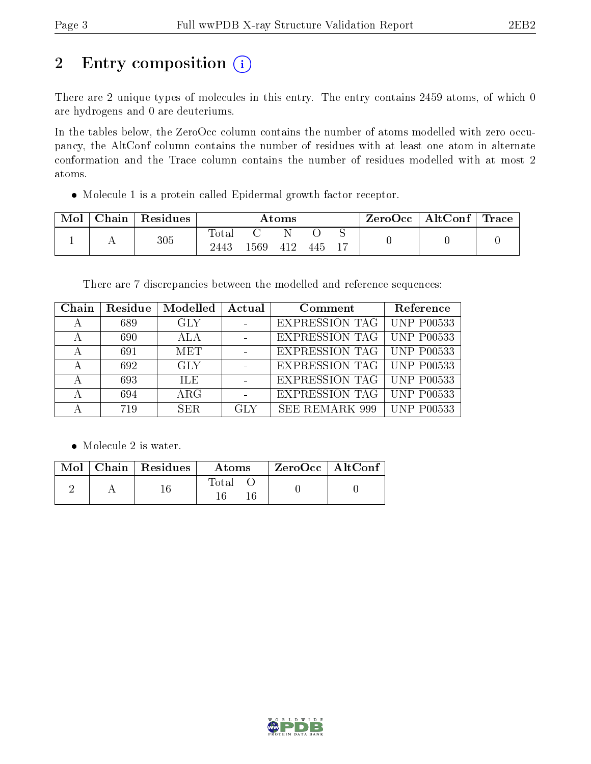# 2 Entry composition

There are 2 unique types of molecules in this entry. The entry contains 2459 atoms, of which 0 are hydrogens and 0 are deuteriums.

In the tables below, the ZeroOcc column contains the number of atoms modelled with zero occupancy, the AltConf column contains the number of residues with at least one atom in alternate conformation and the Trace column contains the number of residues modelled with at most 2 atoms.

- Molecule 1 is a protein called Epidermal growth factor receptor.

| Mol | Chain | Residues | Atoms | | | | | ZeroOcc | AltConf | Trace |
|---|---|---|---|---|---|---|---|---|---|---|
| 1 | A | 305 | Total 2443 | C 1569 | N 412 | O 445 | S 17 | 0 | 0 | 0 |

There are 7 discrepancies between the modelled and reference sequences:

| Chain | Residue | Modelled | Actual | Comment | Reference |
|---|---|---|---|---|---|
| A | 689 | GLY | - | EXPRESSION TAG | UNP P00533 |
| A | 690 | ALA | - | EXPRESSION TAG | UNP P00533 |
| A | 691 | MET | - | EXPRESSION TAG | UNP P00533 |
| A | 692 | GLY | - | EXPRESSION TAG | UNP P00533 |
| A | 693 | ILE | - | EXPRESSION TAG | UNP P00533 |
| A | 694 | ARG | - | EXPRESSION TAG | UNP P00533 |
| A | 719 | SER | GLY | SEE REMARK 999 | UNP P00533 |

- Molecule 2 is water.

| Mol | Chain | Residues | Atoms | | ZeroOcc | AltConf |
|---|---|---|---|---|---|---|
| 2 | A | 16 | Total 16 | O 16 | 0 | 0 |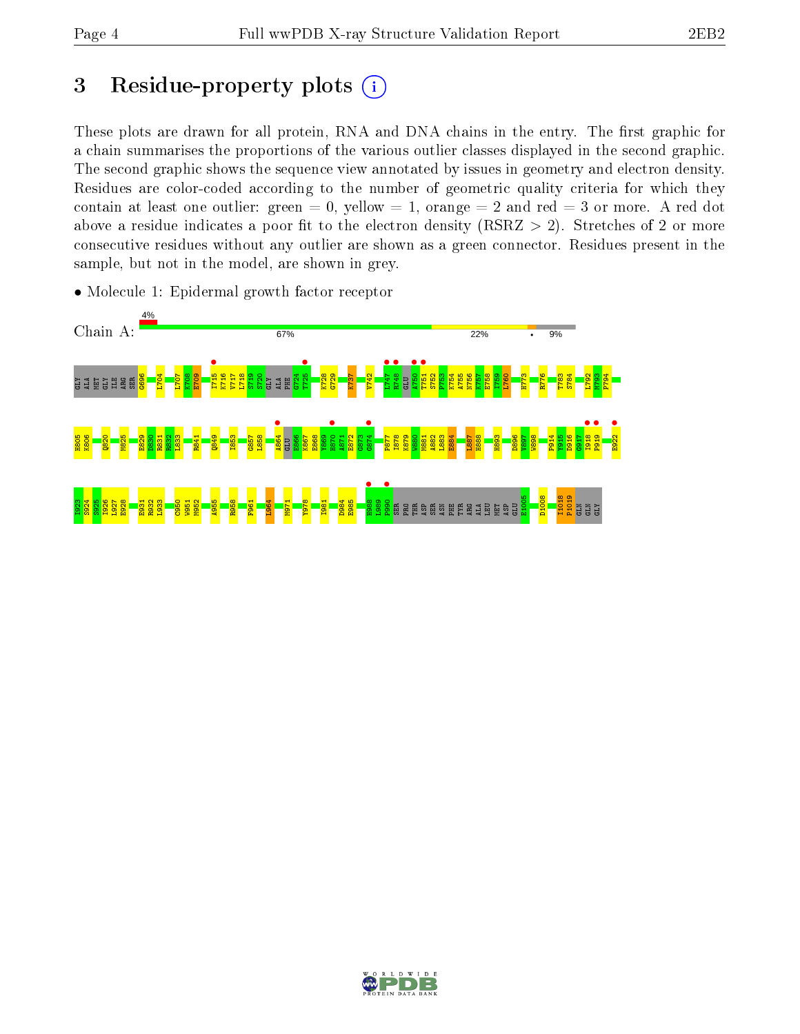# 3 Residue-property plots

These plots are drawn for all protein, RNA and DNA chains in the entry. The first graphic for a chain summarises the proportions of the various outlier classes displayed in the second graphic. The second graphic shows the sequence view annotated by issues in geometry and electron density. Residues are color-coded according to the number of geometric quality criteria for which they contain at least one outlier: green = 0, yellow = 1, orange = 2 and red = 3 or more. A red dot above a residue indicates a poor fit to the electron density (RSRZ > 2). Stretches of 2 or more consecutive residues without any outlier are shown as a green connector. Residues present in the sample, but not in the model, are shown in grey.

- Molecule 1: Epidermal growth factor receptor

Chain A: 4% | 67% | 22% | • | 9%

GLY ALA MET GLY ILE ARG SER G696 L704 L707 K708 E709 I715 K716 V717 L718 S719 S720 GLY ALA PHE G724 T725 K728 G729 K737 V742 L747 R748 GLU A750 T751 S752 P753 K754 A755 N756 K757 E758 I759 L760 H773 R776 T783 S784 L792 M793 P794

H805 K806 Q820 M825 E829 D830 R831 R832 L833 R841 Q849 I853 G857 L858 A864 GLU E866 K867 E868 Y869 H870 A871 E872 G873 G874 P877 I878 K879 W880 M881 A882 L883 E884 L887 H888 H893 D896 V897 W898 P914 Y915 D916 G917 I918 P919 E922

I923 S924 S925 I926 L927 E928 E931 R932 L933 C950 W951 M952 A955 R958 F961 L964 M971 Y978 I981 D984 E985 H988 L989 P990 SER PRO THR ASP SER ASN PHE TYR ARG ALA LEU MET ASP GLU E1005 D1008 I1018 P1019 GLN GLN GLY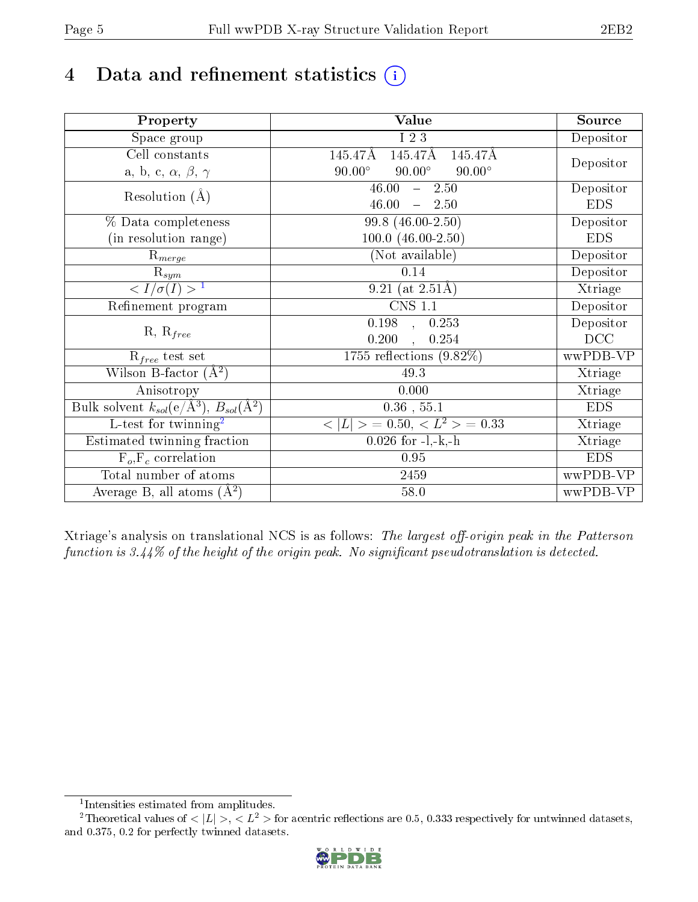# 4 Data and refinement statistics (i)

| Property | Value | Source |
|---|---|---|
| Space group | I 2 3 | Depositor |
| Cell constants<br>a, b, c, $\alpha$, $\beta$, $\gamma$ | 145.47Å 145.47Å 145.47Å<br>90.00° 90.00° 90.00° | Depositor |
| Resolution (Å) | 46.00 – 2.50<br>46.00 – 2.50 | Depositor<br>EDS |
| % Data completeness<br>(in resolution range) | 99.8 (46.00-2.50)<br>100.0 (46.00-2.50) | Depositor<br>EDS |
| $R_{merge}$ | (Not available) | Depositor |
| $R_{sym}$ | 0.14 | Depositor |
| $< I/\sigma(I) >$ [1] | 9.21 (at 2.51Å) | Xtriage |
| Refinement program | CNS 1.1 | Depositor |
| R, $R_{free}$ | 0.198 , 0.253<br>0.200 , 0.254 | Depositor<br>DCC |
| $R_{free}$ test set | 1755 reflections (9.82%) | wwPDB-VP |
| Wilson B-factor (Å$^2$) | 49.3 | Xtriage |
| Anisotropy | 0.000 | Xtriage |
| Bulk solvent $k_{sol}$(e/Å$^3$), $B_{sol}$(Å$^2$) | 0.36 , 55.1 | EDS |
| L-test for twinning[2] | $< \|L\| > = 0.50$, $< L^2 > = 0.33$ | Xtriage |
| Estimated twinning fraction | 0.026 for -l,-k,-h | Xtriage |
| $F_o$,$F_c$ correlation | 0.95 | EDS |
| Total number of atoms | 2459 | wwPDB-VP |
| Average B, all atoms (Å$^2$) | 58.0 | wwPDB-VP |

Xtriage's analysis on translational NCS is as follows: *The largest off-origin peak in the Patterson function is 3.44% of the height of the origin peak. No significant pseudotranslation is detected.*

[1] Intensities estimated from amplitudes.

[2] Theoretical values of $< |L| >$, $< L^2 >$ for acentric reflections are 0.5, 0.333 respectively for untwinned datasets, and 0.375, 0.2 for perfectly twinned datasets.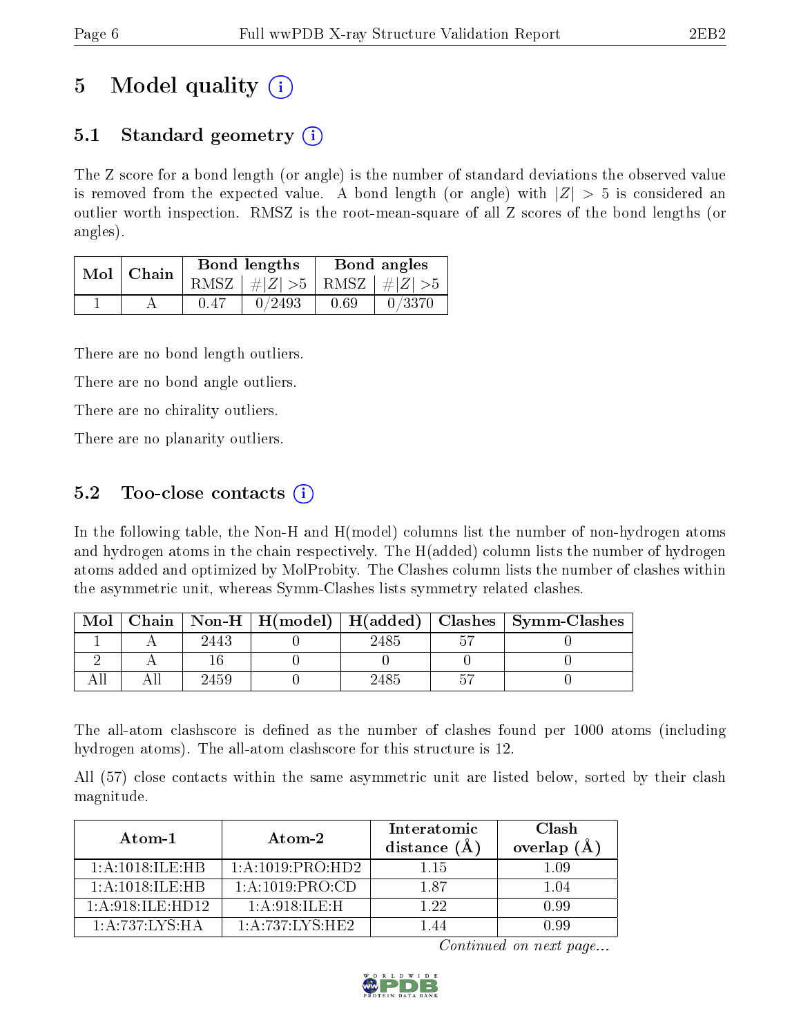# 5 Model quality (i)

## 5.1 Standard geometry (i)

The Z score for a bond length (or angle) is the number of standard deviations the observed value is removed from the expected value. A bond length (or angle) with $|Z| > 5$ is considered an outlier worth inspection. RMSZ is the root-mean-square of all Z scores of the bond lengths (or angles).

| Mol | Chain | Bond lengths | | Bond angles | |
|---|---|---|---|---|---|
| | | RMSZ | #$|Z|$ >5 | RMSZ | #$|Z|$ >5 |
| 1 | A | 0.47 | 0/2493 | 0.69 | 0/3370 |

There are no bond length outliers.

There are no bond angle outliers.

There are no chirality outliers.

There are no planarity outliers.

## 5.2 Too-close contacts (i)

In the following table, the Non-H and H(model) columns list the number of non-hydrogen atoms and hydrogen atoms in the chain respectively. The H(added) column lists the number of hydrogen atoms added and optimized by MolProbity. The Clashes column lists the number of clashes within the asymmetric unit, whereas Symm-Clashes lists symmetry related clashes.

| Mol | Chain | Non-H | H(model) | H(added) | Clashes | Symm-Clashes |
|---|---|---|---|---|---|---|
| 1 | A | 2443 | 0 | 2485 | 57 | 0 |
| 2 | A | 16 | 0 | 0 | 0 | 0 |
| All | All | 2459 | 0 | 2485 | 57 | 0 |

The all-atom clashscore is defined as the number of clashes found per 1000 atoms (including hydrogen atoms). The all-atom clashscore for this structure is 12.

All (57) close contacts within the same asymmetric unit are listed below, sorted by their clash magnitude.

| Atom-1 | Atom-2 | Interatomic distance (Å) | Clash overlap (Å) |
|---|---|---|---|
| 1:A:1018:ILE:HB | 1:A:1019:PRO:HD2 | 1.15 | 1.09 |
| 1:A:1018:ILE:HB | 1:A:1019:PRO:CD | 1.87 | 1.04 |
| 1:A:918:ILE:HD12 | 1:A:918:ILE:H | 1.22 | 0.99 |
| 1:A:737:LYS:HA | 1:A:737:LYS:HE2 | 1.44 | 0.99 |

*Continued on next page...*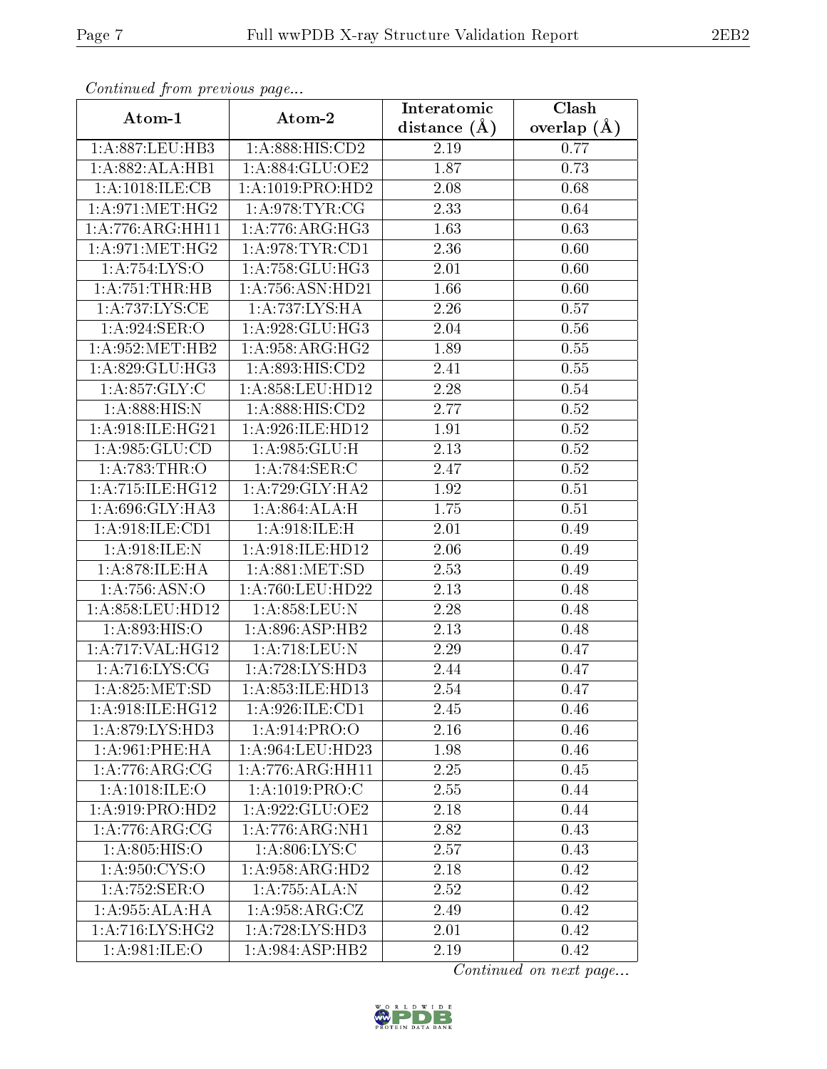*Continued from previous page...*

| Atom-1 | Atom-2 | Interatomic distance (Å) | Clash overlap (Å) |
| --- | --- | --- | --- |
| 1:A:887:LEU:HB3 | 1:A:888:HIS:CD2 | 2.19 | 0.77 |
| 1:A:882:ALA:HB1 | 1:A:884:GLU:OE2 | 1.87 | 0.73 |
| 1:A:1018:ILE:CB | 1:A:1019:PRO:HD2 | 2.08 | 0.68 |
| 1:A:971:MET:HG2 | 1:A:978:TYR:CG | 2.33 | 0.64 |
| 1:A:776:ARG:HH11 | 1:A:776:ARG:HG3 | 1.63 | 0.63 |
| 1:A:971:MET:HG2 | 1:A:978:TYR:CD1 | 2.36 | 0.60 |
| 1:A:754:LYS:O | 1:A:758:GLU:HG3 | 2.01 | 0.60 |
| 1:A:751:THR:HB | 1:A:756:ASN:HD21 | 1.66 | 0.60 |
| 1:A:737:LYS:CE | 1:A:737:LYS:HA | 2.26 | 0.57 |
| 1:A:924:SER:O | 1:A:928:GLU:HG3 | 2.04 | 0.56 |
| 1:A:952:MET:HB2 | 1:A:958:ARG:HG2 | 1.89 | 0.55 |
| 1:A:829:GLU:HG3 | 1:A:893:HIS:CD2 | 2.41 | 0.55 |
| 1:A:857:GLY:C | 1:A:858:LEU:HD12 | 2.28 | 0.54 |
| 1:A:888:HIS:N | 1:A:888:HIS:CD2 | 2.77 | 0.52 |
| 1:A:918:ILE:HG21 | 1:A:926:ILE:HD12 | 1.91 | 0.52 |
| 1:A:985:GLU:CD | 1:A:985:GLU:H | 2.13 | 0.52 |
| 1:A:783:THR:O | 1:A:784:SER:C | 2.47 | 0.52 |
| 1:A:715:ILE:HG12 | 1:A:729:GLY:HA2 | 1.92 | 0.51 |
| 1:A:696:GLY:HA3 | 1:A:864:ALA:H | 1.75 | 0.51 |
| 1:A:918:ILE:CD1 | 1:A:918:ILE:H | 2.01 | 0.49 |
| 1:A:918:ILE:N | 1:A:918:ILE:HD12 | 2.06 | 0.49 |
| 1:A:878:ILE:HA | 1:A:881:MET:SD | 2.53 | 0.49 |
| 1:A:756:ASN:O | 1:A:760:LEU:HD22 | 2.13 | 0.48 |
| 1:A:858:LEU:HD12 | 1:A:858:LEU:N | 2.28 | 0.48 |
| 1:A:893:HIS:O | 1:A:896:ASP:HB2 | 2.13 | 0.48 |
| 1:A:717:VAL:HG12 | 1:A:718:LEU:N | 2.29 | 0.47 |
| 1:A:716:LYS:CG | 1:A:728:LYS:HD3 | 2.44 | 0.47 |
| 1:A:825:MET:SD | 1:A:853:ILE:HD13 | 2.54 | 0.47 |
| 1:A:918:ILE:HG12 | 1:A:926:ILE:CD1 | 2.45 | 0.46 |
| 1:A:879:LYS:HD3 | 1:A:914:PRO:O | 2.16 | 0.46 |
| 1:A:961:PHE:HA | 1:A:964:LEU:HD23 | 1.98 | 0.46 |
| 1:A:776:ARG:CG | 1:A:776:ARG:HH11 | 2.25 | 0.45 |
| 1:A:1018:ILE:O | 1:A:1019:PRO:C | 2.55 | 0.44 |
| 1:A:919:PRO:HD2 | 1:A:922:GLU:OE2 | 2.18 | 0.44 |
| 1:A:776:ARG:CG | 1:A:776:ARG:NH1 | 2.82 | 0.43 |
| 1:A:805:HIS:O | 1:A:806:LYS:C | 2.57 | 0.43 |
| 1:A:950:CYS:O | 1:A:958:ARG:HD2 | 2.18 | 0.42 |
| 1:A:752:SER:O | 1:A:755:ALA:N | 2.52 | 0.42 |
| 1:A:955:ALA:HA | 1:A:958:ARG:CZ | 2.49 | 0.42 |
| 1:A:716:LYS:HG2 | 1:A:728:LYS:HD3 | 2.01 | 0.42 |
| 1:A:981:ILE:O | 1:A:984:ASP:HB2 | 2.19 | 0.42 |

*Continued on next page...*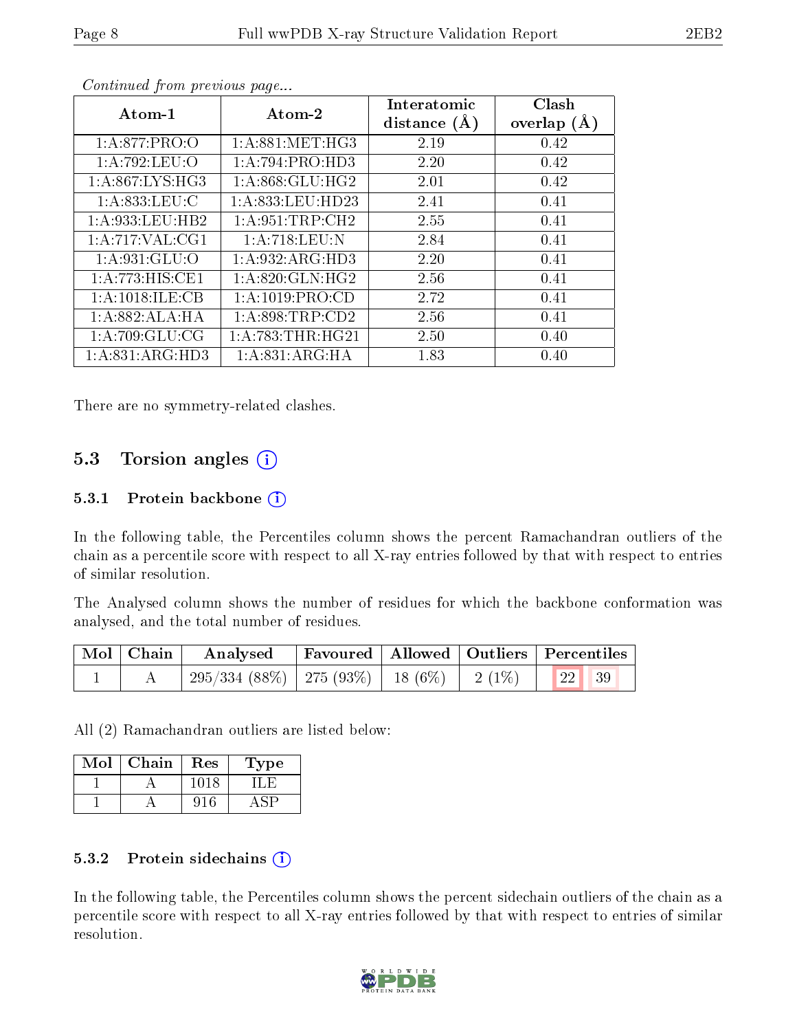*Continued from previous page...*

| Atom-1 | Atom-2 | Interatomic distance (Å) | Clash overlap (Å) |
|---|---|---|---|
| 1:A:877:PRO:O | 1:A:881:MET:HG3 | 2.19 | 0.42 |
| 1:A:792:LEU:O | 1:A:794:PRO:HD3 | 2.20 | 0.42 |
| 1:A:867:LYS:HG3 | 1:A:868:GLU:HG2 | 2.01 | 0.42 |
| 1:A:833:LEU:C | 1:A:833:LEU:HD23 | 2.41 | 0.41 |
| 1:A:933:LEU:HB2 | 1:A:951:TRP:CH2 | 2.55 | 0.41 |
| 1:A:717:VAL:CG1 | 1:A:718:LEU:N | 2.84 | 0.41 |
| 1:A:931:GLU:O | 1:A:932:ARG:HD3 | 2.20 | 0.41 |
| 1:A:773:HIS:CE1 | 1:A:820:GLN:HG2 | 2.56 | 0.41 |
| 1:A:1018:ILE:CB | 1:A:1019:PRO:CD | 2.72 | 0.41 |
| 1:A:882:ALA:HA | 1:A:898:TRP:CD2 | 2.56 | 0.41 |
| 1:A:709:GLU:CG | 1:A:783:THR:HG21 | 2.50 | 0.40 |
| 1:A:831:ARG:HD3 | 1:A:831:ARG:HA | 1.83 | 0.40 |

There are no symmetry-related clashes.

## 5.3 Torsion angles

### 5.3.1 Protein backbone

In the following table, the Percentiles column shows the percent Ramachandran outliers of the chain as a percentile score with respect to all X-ray entries followed by that with respect to entries of similar resolution.

The Analysed column shows the number of residues for which the backbone conformation was analysed, and the total number of residues.

| Mol | Chain | Analysed | Favoured | Allowed | Outliers | Percentiles | |
|---|---|---|---|---|---|---|---|
| 1 | A | 295/334 (88%) | 275 (93%) | 18 (6%) | 2 (1%) | 22 | 39 |

All (2) Ramachandran outliers are listed below:

| Mol | Chain | Res | Type |
|---|---|---|---|
| 1 | A | 1018 | ILE |
| 1 | A | 916 | ASP |

### 5.3.2 Protein sidechains

In the following table, the Percentiles column shows the percent sidechain outliers of the chain as a percentile score with respect to all X-ray entries followed by that with respect to entries of similar resolution.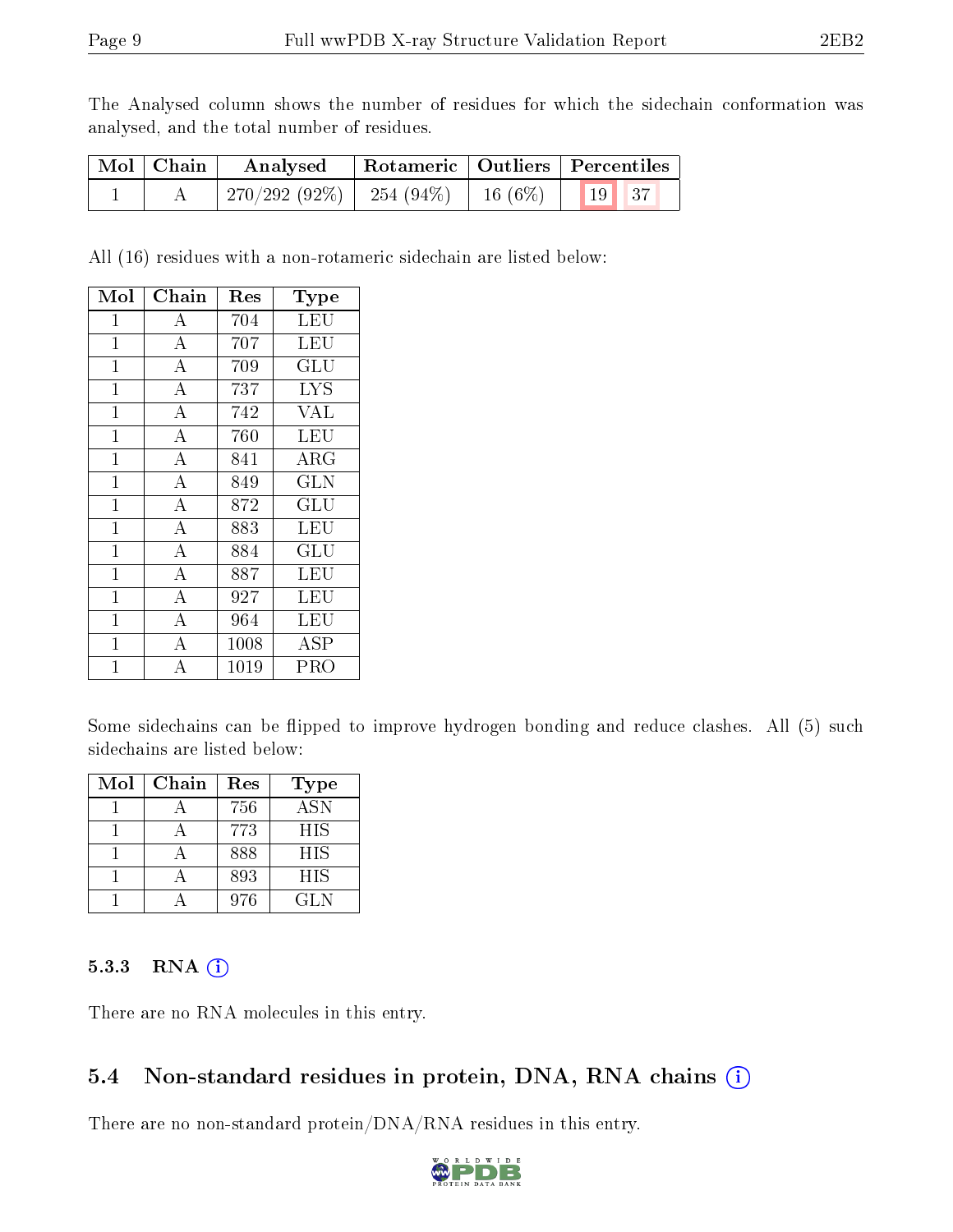The Analysed column shows the number of residues for which the sidechain conformation was analysed, and the total number of residues.

| Mol | Chain | Analysed | Rotameric | Outliers | Percentiles | |
|---|---|---|---|---|---|---|
| 1 | A | 270/292 (92%) | 254 (94%) | 16 (6%) | 19 | 37 |

All (16) residues with a non-rotameric sidechain are listed below:

| Mol | Chain | Res | Type |
|---|---|---|---|
| 1 | A | 704 | LEU |
| 1 | A | 707 | LEU |
| 1 | A | 709 | GLU |
| 1 | A | 737 | LYS |
| 1 | A | 742 | VAL |
| 1 | A | 760 | LEU |
| 1 | A | 841 | ARG |
| 1 | A | 849 | GLN |
| 1 | A | 872 | GLU |
| 1 | A | 883 | LEU |
| 1 | A | 884 | GLU |
| 1 | A | 887 | LEU |
| 1 | A | 927 | LEU |
| 1 | A | 964 | LEU |
| 1 | A | 1008 | ASP |
| 1 | A | 1019 | PRO |

Some sidechains can be flipped to improve hydrogen bonding and reduce clashes. All (5) such sidechains are listed below:

| Mol | Chain | Res | Type |
|---|---|---|---|
| 1 | A | 756 | ASN |
| 1 | A | 773 | HIS |
| 1 | A | 888 | HIS |
| 1 | A | 893 | HIS |
| 1 | A | 976 | GLN |

### 5.3.3 RNA

There are no RNA molecules in this entry.

## 5.4 Non-standard residues in protein, DNA, RNA chains

There are no non-standard protein/DNA/RNA residues in this entry.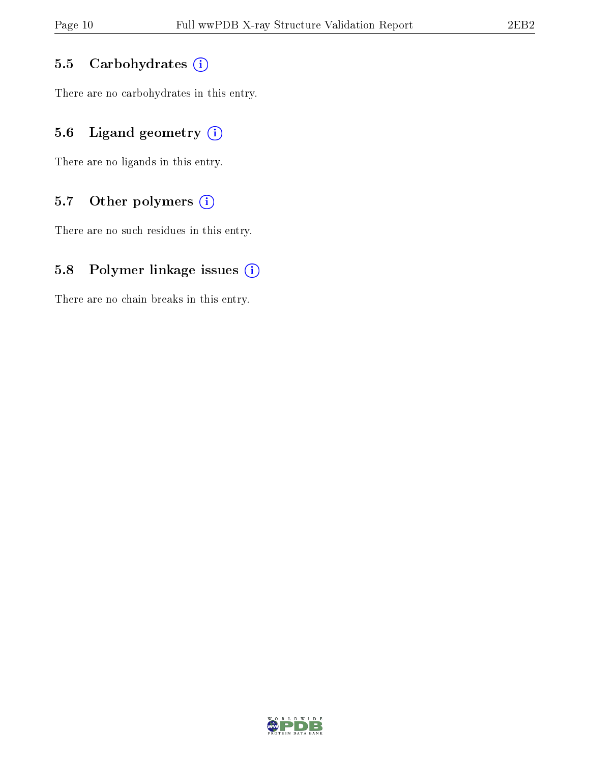### 5.5 Carbohydrates

There are no carbohydrates in this entry.

### 5.6 Ligand geometry

There are no ligands in this entry.

### 5.7 Other polymers

There are no such residues in this entry.

### 5.8 Polymer linkage issues

There are no chain breaks in this entry.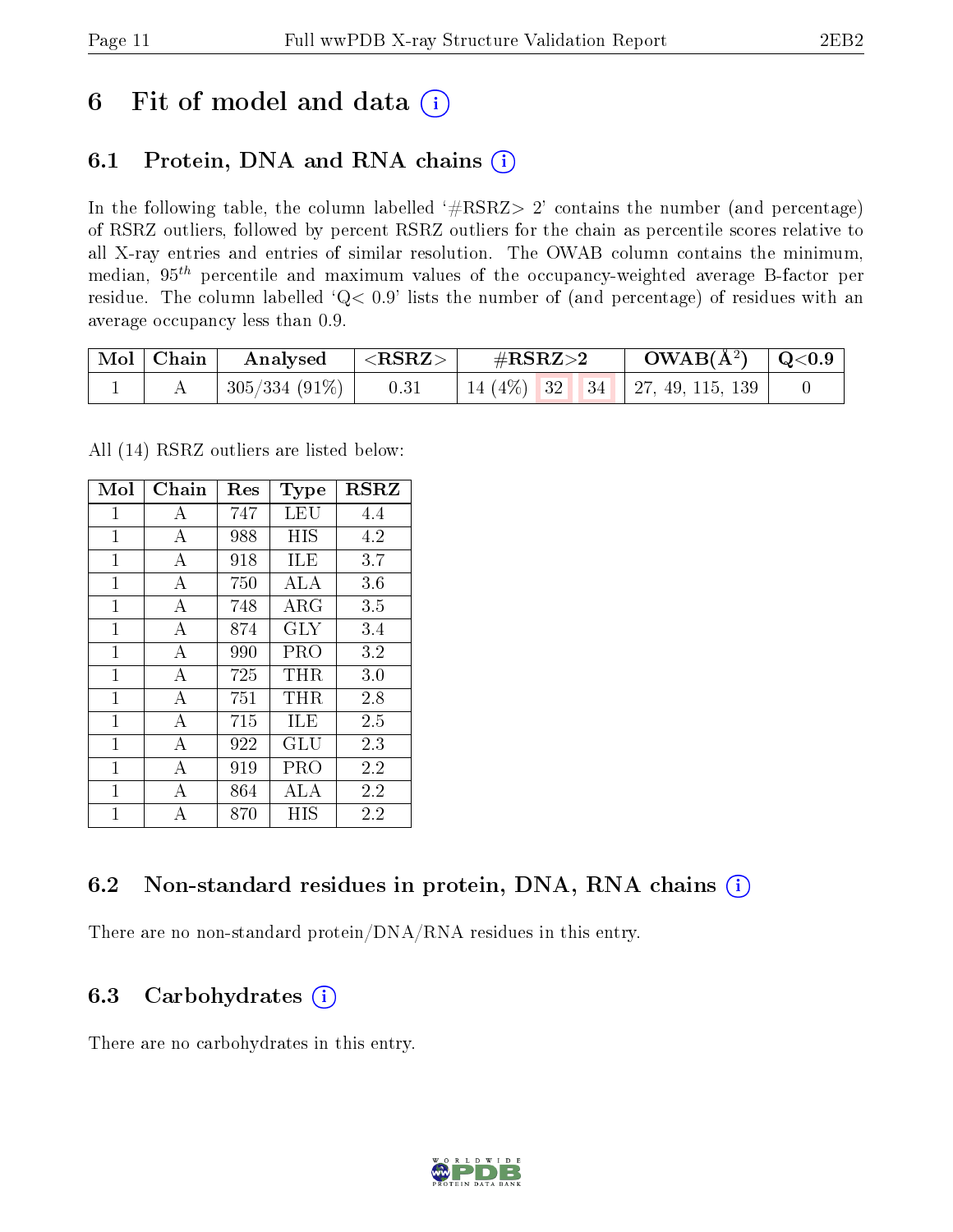# 6 Fit of model and data (i)

## 6.1 Protein, DNA and RNA chains (i)

In the following table, the column labelled '#RSRZ> 2' contains the number (and percentage) of RSRZ outliers, followed by percent RSRZ outliers for the chain as percentile scores relative to all X-ray entries and entries of similar resolution. The OWAB column contains the minimum, median, $95^{th}$ percentile and maximum values of the occupancy-weighted average B-factor per residue. The column labelled 'Q< 0.9' lists the number of (and percentage) of residues with an average occupancy less than 0.9.

| Mol | Chain | Analysed | <RSRZ> | #RSRZ>2 | | | OWAB(Å$^2$) | Q<0.9 |
|---|---|---|---|---|---|---|---|---|
| 1 | A | 305/334 (91%) | 0.31 | 14 (4%) | 32 | 34 | 27, 49, 115, 139 | 0 |

All (14) RSRZ outliers are listed below:

| Mol | Chain | Res | Type | RSRZ |
|---|---|---|---|---|
| 1 | A | 747 | LEU | 4.4 |
| 1 | A | 988 | HIS | 4.2 |
| 1 | A | 918 | ILE | 3.7 |
| 1 | A | 750 | ALA | 3.6 |
| 1 | A | 748 | ARG | 3.5 |
| 1 | A | 874 | GLY | 3.4 |
| 1 | A | 990 | PRO | 3.2 |
| 1 | A | 725 | THR | 3.0 |
| 1 | A | 751 | THR | 2.8 |
| 1 | A | 715 | ILE | 2.5 |
| 1 | A | 922 | GLU | 2.3 |
| 1 | A | 919 | PRO | 2.2 |
| 1 | A | 864 | ALA | 2.2 |
| 1 | A | 870 | HIS | 2.2 |

## 6.2 Non-standard residues in protein, DNA, RNA chains (i)

There are no non-standard protein/DNA/RNA residues in this entry.

## 6.3 Carbohydrates (i)

There are no carbohydrates in this entry.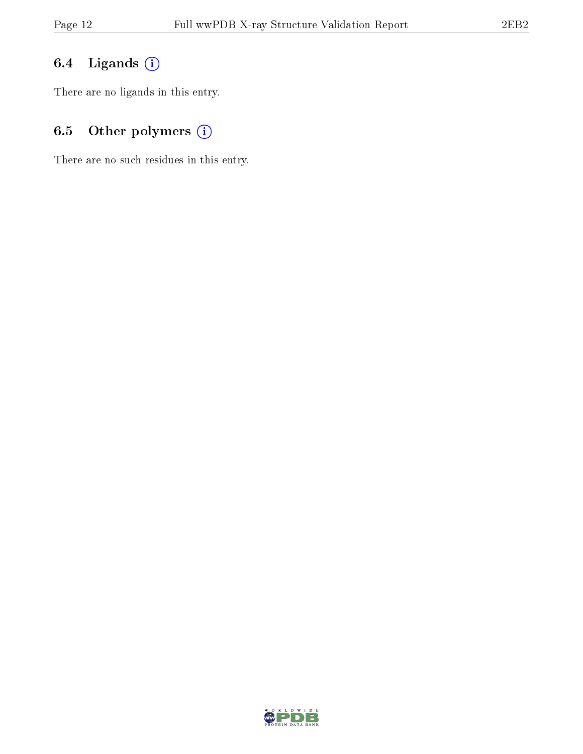### 6.4 Ligands

There are no ligands in this entry.

### 6.5 Other polymers

There are no such residues in this entry.